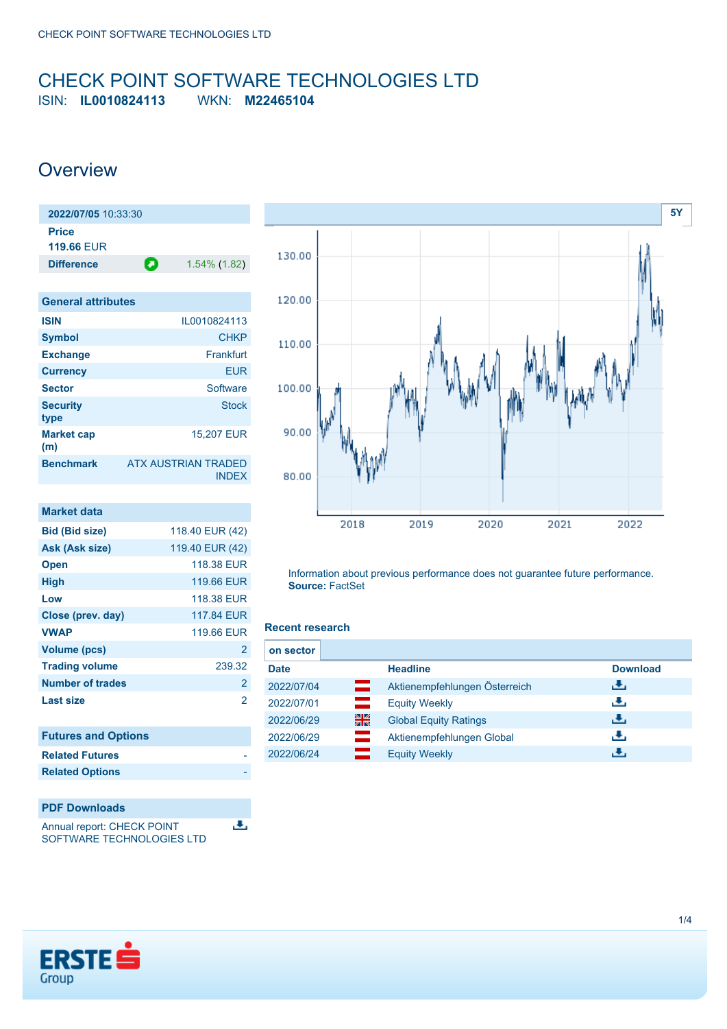# CHECK POINT SOFTWARE TECHNOLOGIES LTD

ISIN: **IL0010824113** WKN: **M22465104**

## Overview

| 2022/07/05 10:33:30 | |
|---|---|
| Price | |
| 119.66 EUR | |
| Difference | 1.54% (1.82) |

### General attributes

| | |
|---|---|
| ISIN | IL0010824113 |
| Symbol | CHKP |
| Exchange | Frankfurt |
| Currency | EUR |
| Sector | Software |
| Security type | Stock |
| Market cap (m) | 15,207 EUR |
| Benchmark | ATX AUSTRIAN TRADED INDEX |

### Market data

| | |
|---|---|
| Bid (Bid size) | 118.40 EUR (42) |
| Ask (Ask size) | 119.40 EUR (42) |
| Open | 118.38 EUR |
| High | 119.66 EUR |
| Low | 118.38 EUR |
| Close (prev. day) | 117.84 EUR |
| VWAP | 119.66 EUR |
| Volume (pcs) | 2 |
| Trading volume | 239.32 |
| Number of trades | 2 |
| Last size | 2 |

### Futures and Options

| | |
|---|---|
| Related Futures | - |
| Related Options | - |

### PDF Downloads

Annual report: CHECK POINT SOFTWARE TECHNOLOGIES LTD

Information about previous performance does not guarantee future performance.
**Source:** FactSet

### Recent research

on sector

| Date | Headline | Download |
|---|---|---|
| 2022/07/04 | Aktienempfehlungen Österreich | |
| 2022/07/01 | Equity Weekly | |
| 2022/06/29 | Global Equity Ratings | |
| 2022/06/29 | Aktienempfehlungen Global | |
| 2022/06/24 | Equity Weekly | |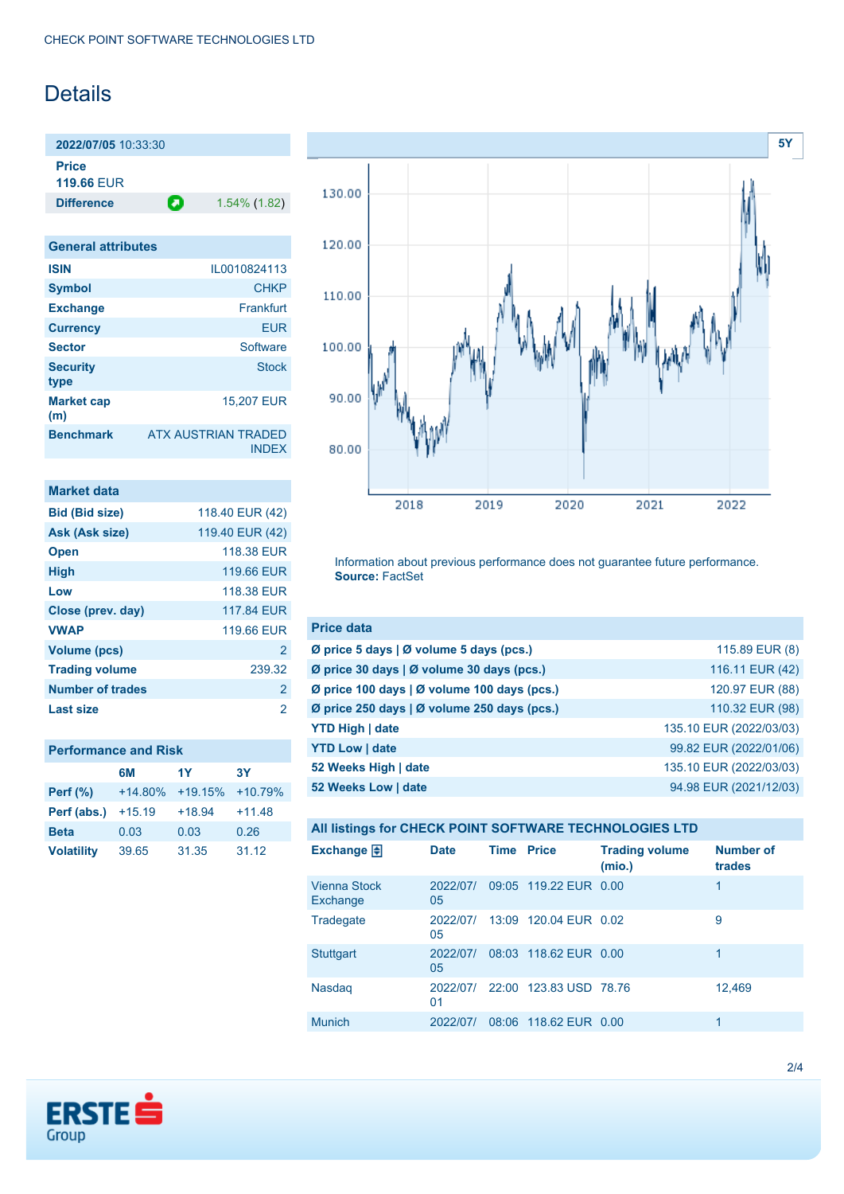# Details

| 2022/07/05 10:33:30 | |
|---|---|
| **Price** | |
| **119.66** EUR | |
| **Difference** | 1.54% (1.82) |

| General attributes | |
|---|---|
| **ISIN** | IL0010824113 |
| **Symbol** | CHKP |
| **Exchange** | Frankfurt |
| **Currency** | EUR |
| **Sector** | Software |
| **Security type** | Stock |
| **Market cap (m)** | 15,207 EUR |
| **Benchmark** | ATX AUSTRIAN TRADED INDEX |

| Market data | |
|---|---|
| **Bid (Bid size)** | 118.40 EUR (42) |
| **Ask (Ask size)** | 119.40 EUR (42) |
| **Open** | 118.38 EUR |
| **High** | 119.66 EUR |
| **Low** | 118.38 EUR |
| **Close (prev. day)** | 117.84 EUR |
| **VWAP** | 119.66 EUR |
| **Volume (pcs)** | 2 |
| **Trading volume** | 239.32 |
| **Number of trades** | 2 |
| **Last size** | 2 |

| Performance and Risk | 6M | 1Y | 3Y |
|---|---|---|---|
| **Perf (%)** | +14.80% | +19.15% | +10.79% |
| **Perf (abs.)** | +15.19 | +18.94 | +11.48 |
| **Beta** | 0.03 | 0.03 | 0.26 |
| **Volatility** | 39.65 | 31.35 | 31.12 |

Information about previous performance does not guarantee future performance.
**Source:** FactSet

| Price data | |
|---|---|
| **Ø price 5 days \| Ø volume 5 days (pcs.)** | 115.89 EUR (8) |
| **Ø price 30 days \| Ø volume 30 days (pcs.)** | 116.11 EUR (42) |
| **Ø price 100 days \| Ø volume 100 days (pcs.)** | 120.97 EUR (88) |
| **Ø price 250 days \| Ø volume 250 days (pcs.)** | 110.32 EUR (98) |
| **YTD High \| date** | 135.10 EUR (2022/03/03) |
| **YTD Low \| date** | 99.82 EUR (2022/01/06) |
| **52 Weeks High \| date** | 135.10 EUR (2022/03/03) |
| **52 Weeks Low \| date** | 94.98 EUR (2021/12/03) |

**All listings for CHECK POINT SOFTWARE TECHNOLOGIES LTD**

| Exchange | Date | Time | Price | Trading volume (mio.) | Number of trades |
|---|---|---|---|---|---|
| Vienna Stock Exchange | 2022/07/05 | 09:05 | 119.22 EUR | 0.00 | 1 |
| Tradegate | 2022/07/05 | 13:09 | 120.04 EUR | 0.02 | 9 |
| Stuttgart | 2022/07/05 | 08:03 | 118.62 EUR | 0.00 | 1 |
| Nasdaq | 2022/07/01 | 22:00 | 123.83 USD | 78.76 | 12,469 |
| Munich | 2022/07/ | 08:06 | 118.62 EUR | 0.00 | 1 |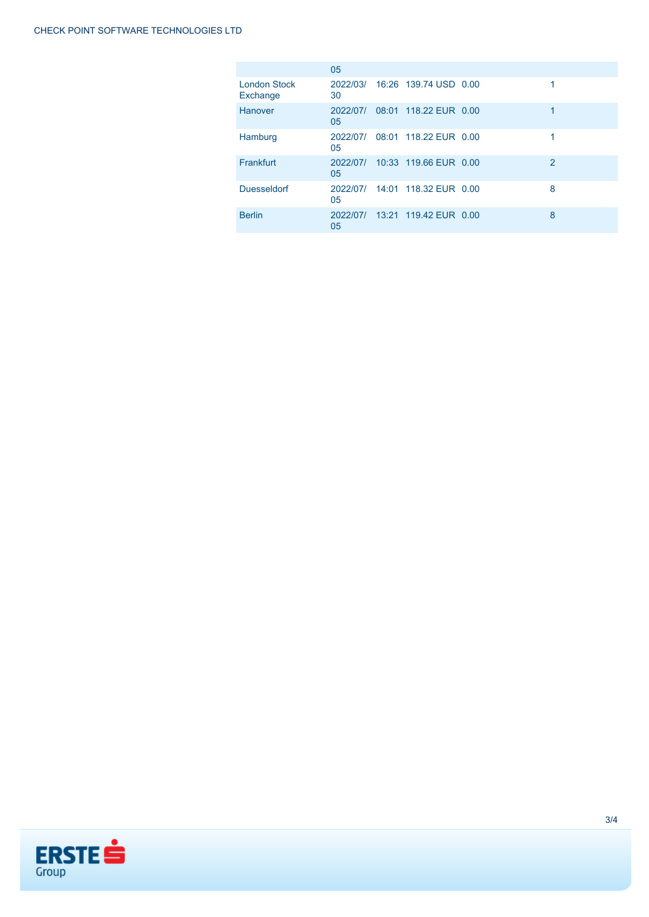| | | | | | |
|---|---|---|---|---|---|
| | 05 | | | | |
| London Stock Exchange | 2022/03/30 | 16:26 | 139.74 USD | 0.00 | 1 |
| Hanover | 2022/07/05 | 08:01 | 118.22 EUR | 0.00 | 1 |
| Hamburg | 2022/07/05 | 08:01 | 118.22 EUR | 0.00 | 1 |
| Frankfurt | 2022/07/05 | 10:33 | 119.66 EUR | 0.00 | 2 |
| Duesseldorf | 2022/07/05 | 14:01 | 118.32 EUR | 0.00 | 8 |
| Berlin | 2022/07/05 | 13:21 | 119.42 EUR | 0.00 | 8 |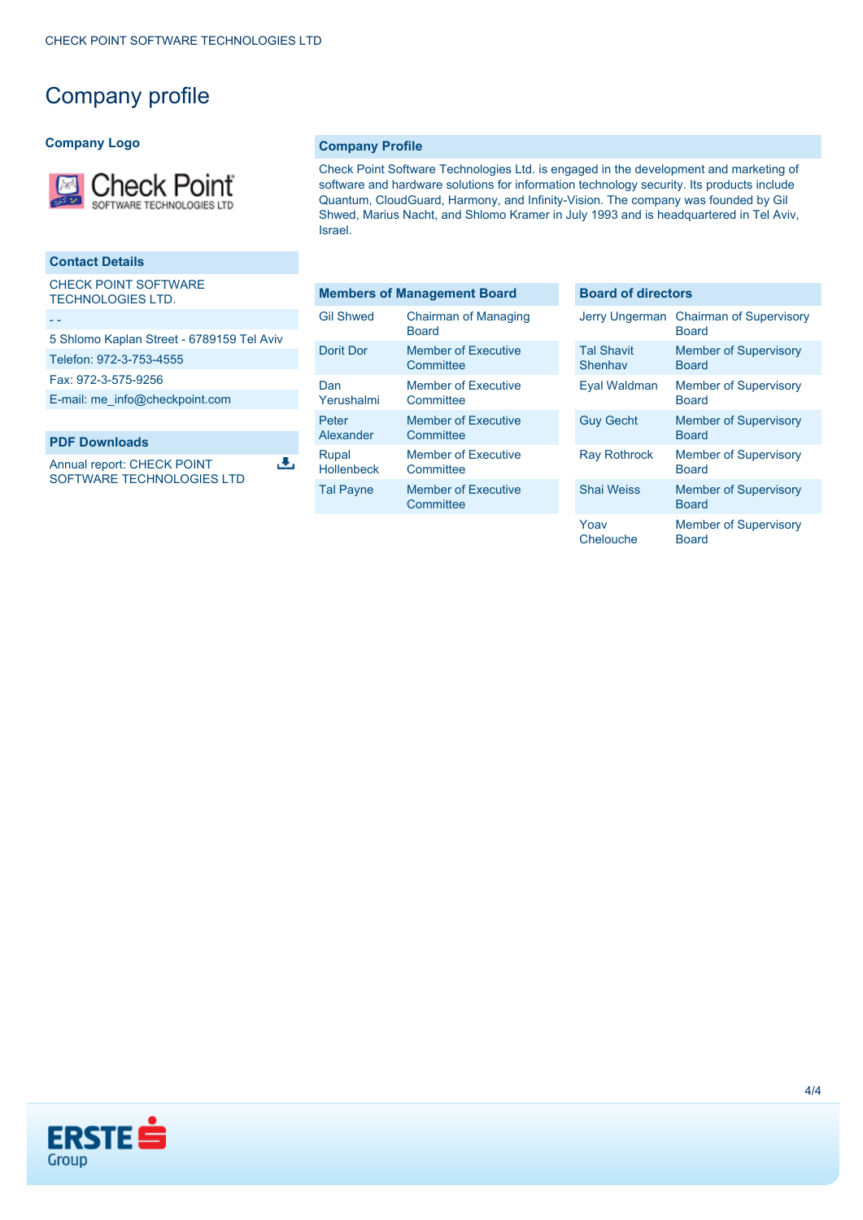# Company profile

### Company Logo

### Company Profile

Check Point Software Technologies Ltd. is engaged in the development and marketing of software and hardware solutions for information technology security. Its products include Quantum, CloudGuard, Harmony, and Infinity-Vision. The company was founded by Gil Shwed, Marius Nacht, and Shlomo Kramer in July 1993 and is headquartered in Tel Aviv, Israel.

### Contact Details

CHECK POINT SOFTWARE TECHNOLOGIES LTD.

- -

5 Shlomo Kaplan Street - 6789159 Tel Aviv

Telefon: 972-3-753-4555

Fax: 972-3-575-9256

E-mail: me_info@checkpoint.com

### PDF Downloads

Annual report: CHECK POINT SOFTWARE TECHNOLOGIES LTD

### Members of Management Board

| | |
|---|---|
| Gil Shwed | Chairman of Managing Board |
| Dorit Dor | Member of Executive Committee |
| Dan Yerushalmi | Member of Executive Committee |
| Peter Alexander | Member of Executive Committee |
| Rupal Hollenbeck | Member of Executive Committee |
| Tal Payne | Member of Executive Committee |

### Board of directors

| | |
|---|---|
| Jerry Ungerman | Chairman of Supervisory Board |
| Tal Shavit Shenhav | Member of Supervisory Board |
| Eyal Waldman | Member of Supervisory Board |
| Guy Gecht | Member of Supervisory Board |
| Ray Rothrock | Member of Supervisory Board |
| Shai Weiss | Member of Supervisory Board |
| Yoav Chelouche | Member of Supervisory Board |